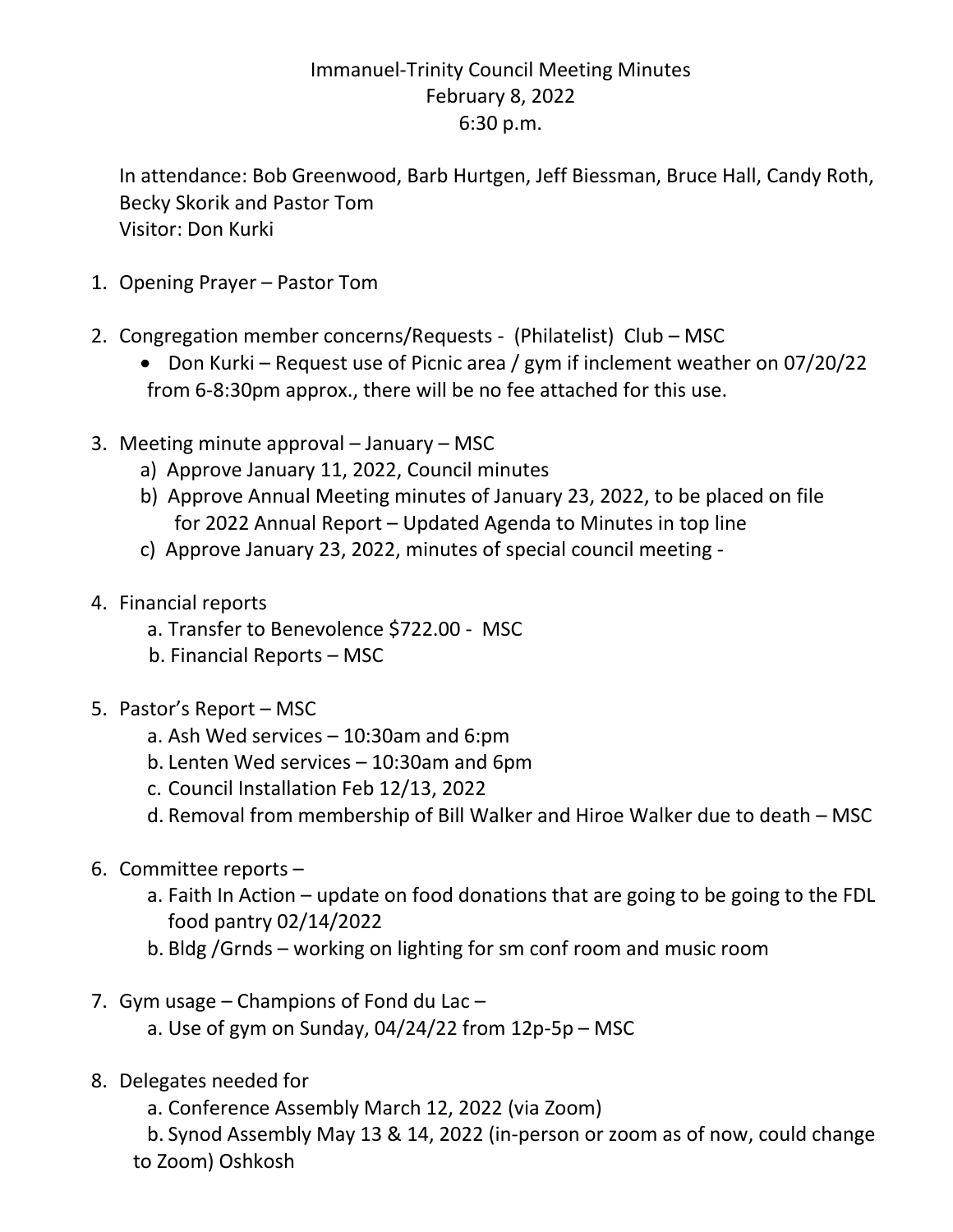Immanuel-Trinity Council Meeting Minutes
February 8, 2022
6:30 p.m.

In attendance: Bob Greenwood, Barb Hurtgen, Jeff Biessman, Bruce Hall, Candy Roth, Becky Skorik and Pastor Tom
Visitor: Don Kurki

1. Opening Prayer – Pastor Tom

2. Congregation member concerns/Requests - (Philatelist) Club – MSC
   - Don Kurki – Request use of Picnic area / gym if inclement weather on 07/20/22 from 6-8:30pm approx., there will be no fee attached for this use.

3. Meeting minute approval – January – MSC
   a) Approve January 11, 2022, Council minutes
   b) Approve Annual Meeting minutes of January 23, 2022, to be placed on file for 2022 Annual Report – Updated Agenda to Minutes in top line
   c) Approve January 23, 2022, minutes of special council meeting -

4. Financial reports
   a. Transfer to Benevolence $722.00 - MSC
   b. Financial Reports – MSC

5. Pastor's Report – MSC
   a. Ash Wed services – 10:30am and 6:pm
   b. Lenten Wed services – 10:30am and 6pm
   c. Council Installation Feb 12/13, 2022
   d. Removal from membership of Bill Walker and Hiroe Walker due to death – MSC

6. Committee reports –
   a. Faith In Action – update on food donations that are going to be going to the FDL food pantry 02/14/2022
   b. Bldg /Grnds – working on lighting for sm conf room and music room

7. Gym usage – Champions of Fond du Lac –
   a. Use of gym on Sunday, 04/24/22 from 12p-5p – MSC

8. Delegates needed for
   a. Conference Assembly March 12, 2022 (via Zoom)
   b. Synod Assembly May 13 & 14, 2022 (in-person or zoom as of now, could change to Zoom) Oshkosh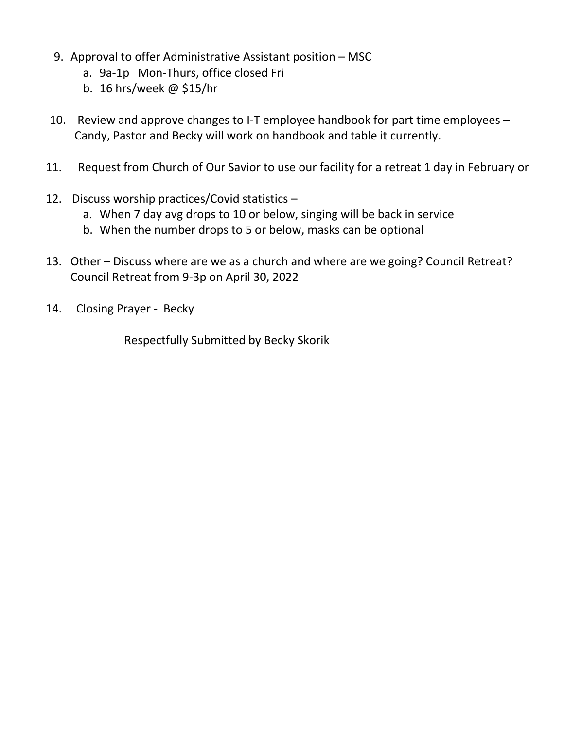9. Approval to offer Administrative Assistant position – MSC
    a. 9a-1p   Mon-Thurs, office closed Fri
    b. 16 hrs/week @ $15/hr

10. Review and approve changes to I-T employee handbook for part time employees – Candy, Pastor and Becky will work on handbook and table it currently.

11. Request from Church of Our Savior to use our facility for a retreat 1 day in February or

12. Discuss worship practices/Covid statistics –
    a. When 7 day avg drops to 10 or below, singing will be back in service
    b. When the number drops to 5 or below, masks can be optional

13. Other – Discuss where are we as a church and where are we going? Council Retreat? Council Retreat from 9-3p on April 30, 2022

14. Closing Prayer -  Becky

Respectfully Submitted by Becky Skorik